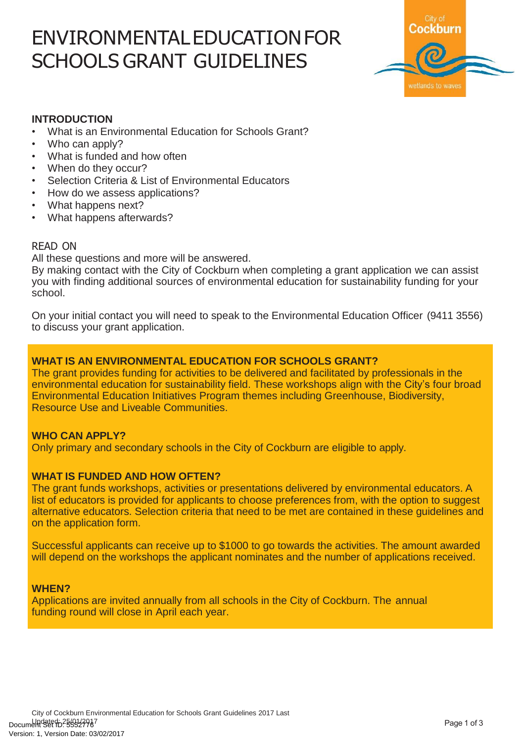# ENVIRONMENTAL EDUCATION FOR SCHOOLS GRANT GUIDELINES

## INTRODUCTION

- What is an Environmental Education for Schools Grant?
- Who can apply?
- What is funded and how often
- When do they occur?
- Selection Criteria & List of Environmental Educators
- How do we assess applications?
- What happens next?
- What happens afterwards?

READ ON

All these questions and more will be answered.

By making contact with the City of Cockburn when completing a grant application we can assist you with finding additional sources of environmental education for sustainability funding for your school.

On your initial contact you will need to speak to the Environmental Education Officer (9411 3556) to discuss your grant application.

## WHAT IS AN ENVIRONMENTAL EDUCATION FOR SCHOOLS GRANT?

The grant provides funding for activities to be delivered and facilitated by professionals in the environmental education for sustainability field. These workshops align with the City's four broad Environmental Education Initiatives Program themes including Greenhouse, Biodiversity, Resource Use and Liveable Communities.

## WHO CAN APPLY?

Only primary and secondary schools in the City of Cockburn are eligible to apply.

## WHAT IS FUNDED AND HOW OFTEN?

The grant funds workshops, activities or presentations delivered by environmental educators. A list of educators is provided for applicants to choose preferences from, with the option to suggest alternative educators. Selection criteria that need to be met are contained in these guidelines and on the application form.

Successful applicants can receive up to $1000 to go towards the activities. The amount awarded will depend on the workshops the applicant nominates and the number of applications received.

## WHEN?

Applications are invited annually from all schools in the City of Cockburn. The annual funding round will close in April each year.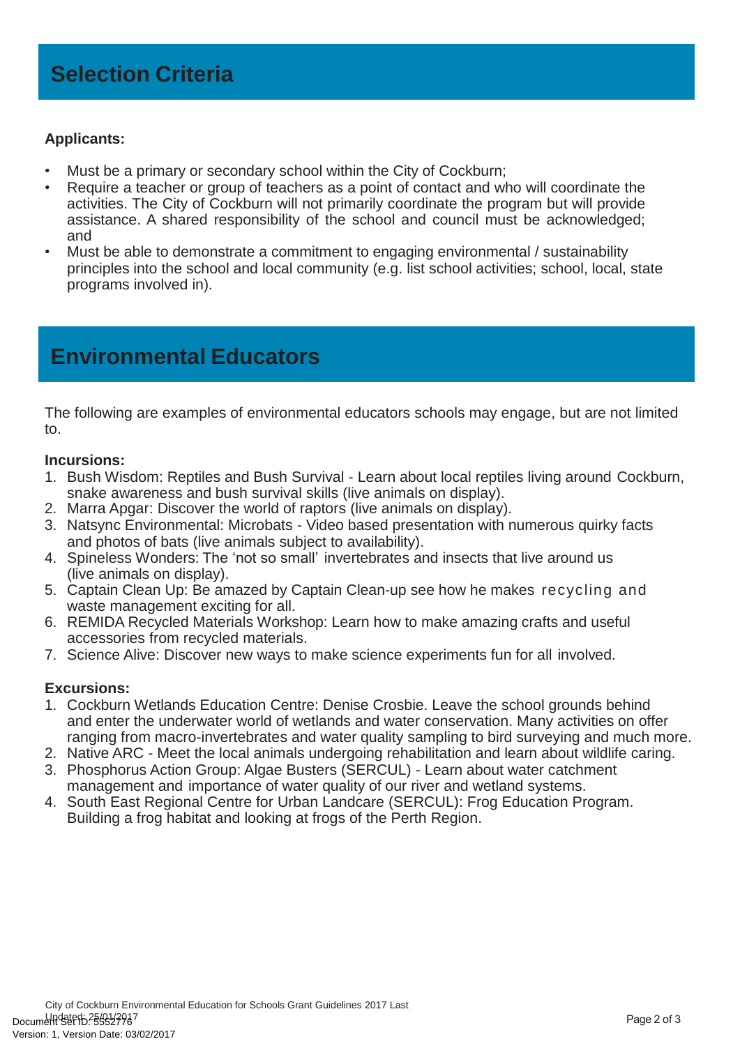## Selection Criteria

**Applicants:**

- Must be a primary or secondary school within the City of Cockburn;
- Require a teacher or group of teachers as a point of contact and who will coordinate the activities. The City of Cockburn will not primarily coordinate the program but will provide assistance. A shared responsibility of the school and council must be acknowledged; and
- Must be able to demonstrate a commitment to engaging environmental / sustainability principles into the school and local community (e.g. list school activities; school, local, state programs involved in).

## Environmental Educators

The following are examples of environmental educators schools may engage, but are not limited to.

**Incursions:**

1. Bush Wisdom: Reptiles and Bush Survival - Learn about local reptiles living around Cockburn, snake awareness and bush survival skills (live animals on display).
2. Marra Apgar: Discover the world of raptors (live animals on display).
3. Natsync Environmental: Microbats - Video based presentation with numerous quirky facts and photos of bats (live animals subject to availability).
4. Spineless Wonders: The 'not so small' invertebrates and insects that live around us (live animals on display).
5. Captain Clean Up: Be amazed by Captain Clean-up see how he makes recycling and waste management exciting for all.
6. REMIDA Recycled Materials Workshop: Learn how to make amazing crafts and useful accessories from recycled materials.
7. Science Alive: Discover new ways to make science experiments fun for all involved.

**Excursions:**

1. Cockburn Wetlands Education Centre: Denise Crosbie. Leave the school grounds behind and enter the underwater world of wetlands and water conservation. Many activities on offer ranging from macro-invertebrates and water quality sampling to bird surveying and much more.
2. Native ARC - Meet the local animals undergoing rehabilitation and learn about wildlife caring.
3. Phosphorus Action Group: Algae Busters (SERCUL) - Learn about water catchment management and importance of water quality of our river and wetland systems.
4. South East Regional Centre for Urban Landcare (SERCUL): Frog Education Program. Building a frog habitat and looking at frogs of the Perth Region.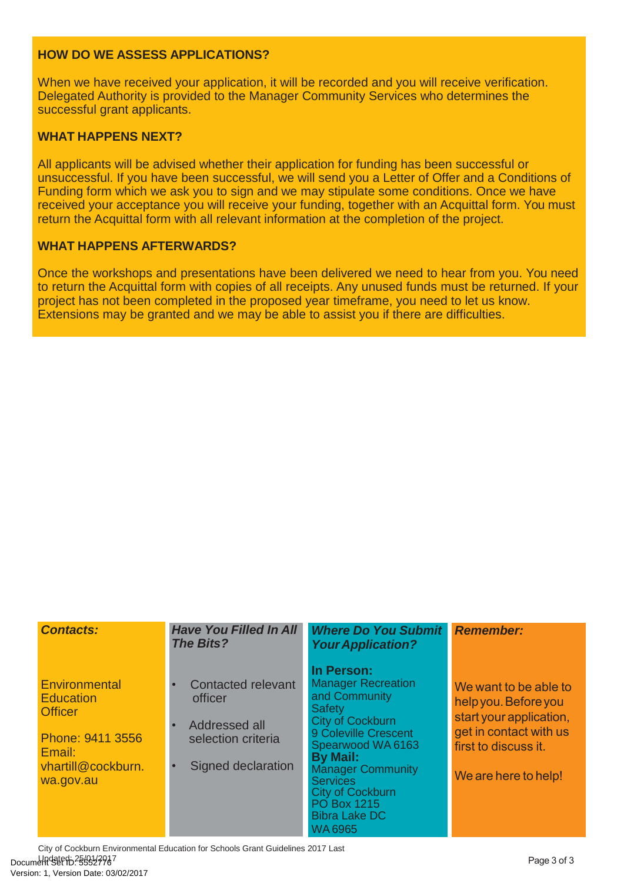### HOW DO WE ASSESS APPLICATIONS?

When we have received your application, it will be recorded and you will receive verification. Delegated Authority is provided to the Manager Community Services who determines the successful grant applicants.

### WHAT HAPPENS NEXT?

All applicants will be advised whether their application for funding has been successful or unsuccessful. If you have been successful, we will send you a Letter of Offer and a Conditions of Funding form which we ask you to sign and we may stipulate some conditions. Once we have received your acceptance you will receive your funding, together with an Acquittal form. You must return the Acquittal form with all relevant information at the completion of the project.

### WHAT HAPPENS AFTERWARDS?

Once the workshops and presentations have been delivered we need to hear from you. You need to return the Acquittal form with copies of all receipts. Any unused funds must be returned. If your project has not been completed in the proposed year timeframe, you need to let us know. Extensions may be granted and we may be able to assist you if there are difficulties.

***Contacts:***

Environmental Education Officer

Phone: 9411 3556
Email: vhartill@cockburn.wa.gov.au

***Have You Filled In All The Bits?***

- Contacted relevant officer
- Addressed all selection criteria
- Signed declaration

***Where Do You Submit Your Application?***

**In Person:**
Manager Recreation and Community Safety
City of Cockburn
9 Coleville Crescent
Spearwood WA 6163

**By Mail:**
Manager Community Services
City of Cockburn
PO Box 1215
Bibra Lake DC
WA 6965

***Remember:***

We want to be able to help you. Before you start your application, get in contact with us first to discuss it.

We are here to help!

City of Cockburn Environmental Education for Schools Grant Guidelines 2017 Last Updated: 25/01/2017

Document Set ID: 5552776
Version: 1, Version Date: 03/02/2017